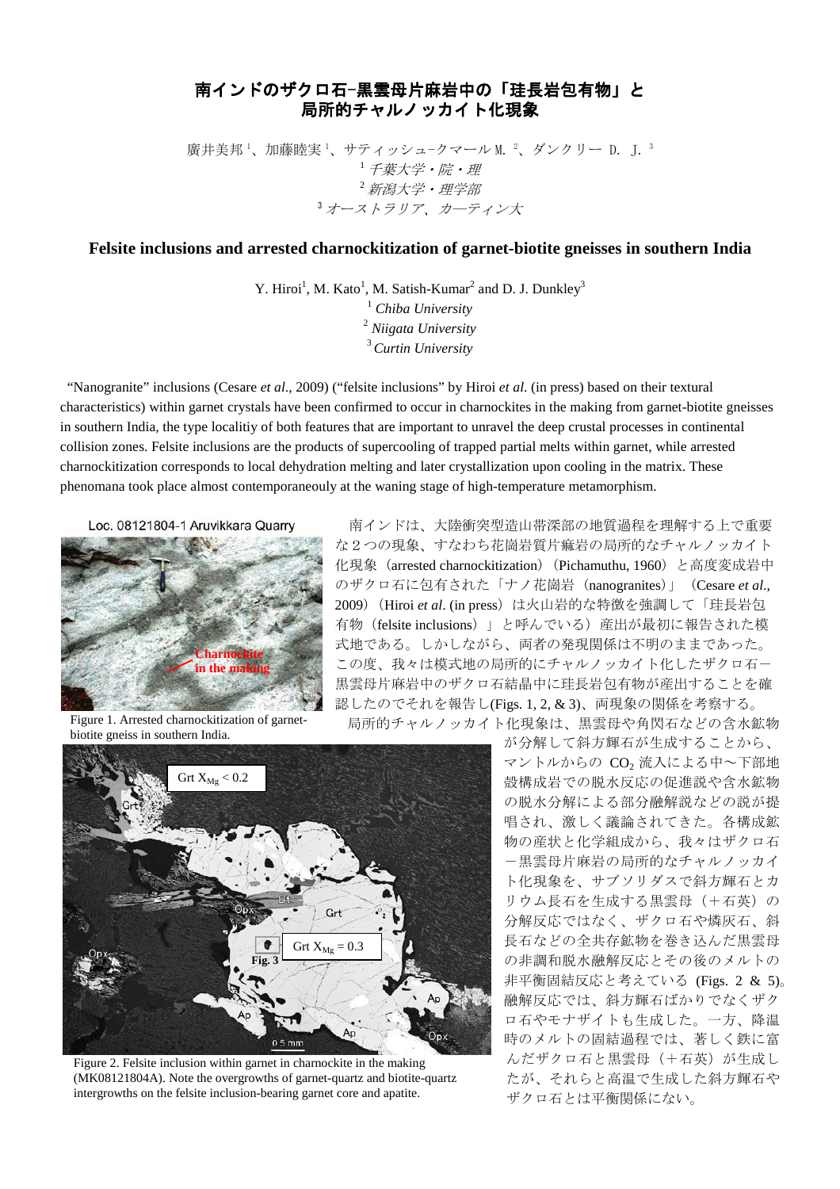# 南インドのザクロ石−黒雲母片麻岩中の「珪長岩包有物」と局所的チャルノッカイト化現象

廣井美邦[1]、加藤睦実[1]、サティッシュ-クマール M.[2]、ダンクリー D. J.[3]

[1] *千葉大学・院・理*

[2] *新潟大学・理学部*

[3] *オーストラリア、カーティン大*

## Felsite inclusions and arrested charnockitization of garnet-biotite gneisses in southern India

Y. Hiroi[1], M. Kato[1], M. Satish-Kumar[2] and D. J. Dunkley[3]

[1] *Chiba University*

[2] *Niigata University*

[3] *Curtin University*

"Nanogranite" inclusions (Cesare *et al*., 2009) ("felsite inclusions" by Hiroi *et al.* (in press) based on their textural characteristics) within garnet crystals have been confirmed to occur in charnockites in the making from garnet-biotite gneisses in southern India, the type localitiy of both features that are important to unravel the deep crustal processes in continental collision zones. Felsite inclusions are the products of supercooling of trapped partial melts within garnet, while arrested charnockitization corresponds to local dehydration melting and later crystallization upon cooling in the matrix. These phenomana took place almost contemporaneouly at the waning stage of high-temperature metamorphism.

Loc. 08121804-1 Aruvikkara Quarry

Charnockite in the making

Figure 1. Arrested charnockitization of garnet-biotite gneiss in southern India.

南インドは、大陸衝突型造山帯深部の地質過程を理解する上で重要な２つの現象、すなわち花崗岩質片麻岩の局所的なチャルノッカイト化現象（arrested charnockitization）（Pichamuthu, 1960）と高度変成岩中のザクロ石に包有された「ナノ花崗岩（nanogranites）」（Cesare *et al*., 2009）（Hiroi *et al*. (in press) は火山岩的な特徴を強調して「珪長岩包有物（felsite inclusions）」と呼んでいる）産出が最初に報告された模式地である。しかしながら、両者の発現関係は不明のままであった。この度、我々は模式地の局所的にチャルノッカイト化したザクロ石−黒雲母片麻岩中のザクロ石結晶中に珪長岩包有物が産出することを確認したのでそれを報告し(Figs. 1, 2, & 3)、両現象の関係を考察する。

局所的チャルノッカイト化現象は、黒雲母や角閃石などの含水鉱物が分解して斜方輝石が生成することから、マントルからの $CO_2$ 流入による中〜下部地殻構成岩での脱水反応の促進説や含水鉱物の脱水分解による部分融解説などの説が提唱され、激しく議論されてきた。各構成鉱物の産状と化学組成から、我々はザクロ石−黒雲母片麻岩の局所的なチャルノッカイト化現象を、サブソリダスで斜方輝石とカリウム長石を生成する黒雲母（＋石英）の分解反応ではなく、ザクロ石や燐灰石、斜長石などの全共存鉱物を巻き込んだ黒雲母の非調和脱水融解反応とその後のメルトの非平衡固結反応と考えている (Figs. 2 & 5)。融解反応では、斜方輝石ばかりでなくザクロ石やモナザイトも生成した。一方、降温時のメルトの固結過程では、著しく鉄に富んだザクロ石と黒雲母（＋石英）が生成したが、それらと高温で生成した斜方輝石やザクロ石とは平衡関係にない。

Grt $X_{Mg}$ < 0.2

Grt $X_{Mg}$ = 0.3

Fig. 3

Figure 2. Felsite inclusion within garnet in charnockite in the making (MK08121804A). Note the overgrowths of garnet-quartz and biotite-quartz intergrowths on the felsite inclusion-bearing garnet core and apatite.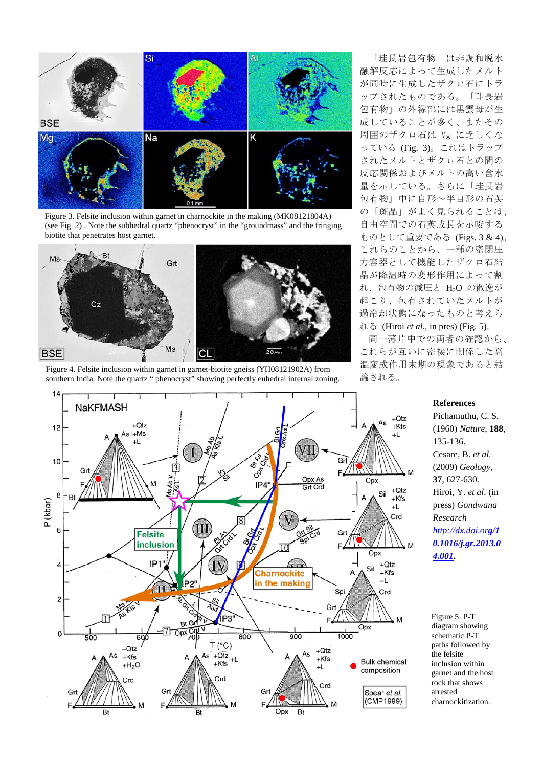Figure 3. Felsite inclusion within garnet in charnockite in the making (MK08121804A) (see Fig. 2) . Note the subhedral quartz “phenocryst” in the “groundmass” and the fringing biotite that penetrates host garnet.

Figure 4. Felsite inclusion within garnet in garnet-biotite gneiss (YH08121902A) from southern India. Note the quartz “ phenocryst” showing perfectly euhedral internal zoning.

「珪長岩包有物」は非調和脱水融解反応によって生成したメルトが同時に生成したザクロ石にトラップされたものである。「珪長岩包有物」の外縁部には黒雲母が生成していることが多く、またその周囲のザクロ石は Mg に乏しくなっている (Fig. 3)。これはトラップされたメルトとザクロ石との間の反応関係およびメルトの高い含水量を示している。さらに「珪長岩包有物」中に自形～半自形の石英の「斑晶」がよく見られることは、自由空間での石英成長を示唆するものとして重要である (Figs. 3 & 4)。これらのことから、一種の密閉圧力容器として機能したザクロ石結晶が降温時の変形作用によって割れ、包有物の減圧と $H_2O$ の散逸が起こり、包有されていたメルトが過冷却状態になったものと考えられる (Hiroi *et al.*, in pres) (Fig. 5)。

同一薄片中での両者の確認から、これらが互いに密接に関係した高温変成作用末期の現象であると結論される。

Figure 5. P-T diagram showing schematic P-T paths followed by the felsite inclusion within garnet and the host rock that shows arrested charnockitization.

## References

Pichamuthu, C. S. (1960) *Nature*, **188**, 135-136.

Cesare, B. *et al.* (2009) *Geology*, **37**, 627-630.

Hiroi, Y. *et al.* (in press) *Gondwana Research* http://dx.doi.org/10.1016/j.gr.2013.04.001.